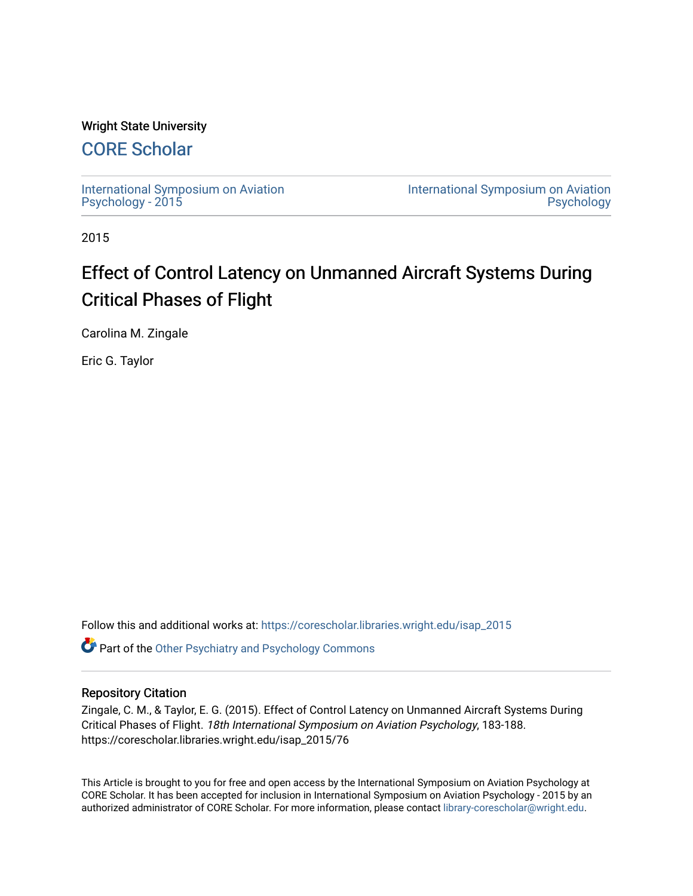Wright State University

# CORE Scholar

International Symposium on Aviation Psychology - 2015

International Symposium on Aviation Psychology

2015

# Effect of Control Latency on Unmanned Aircraft Systems During Critical Phases of Flight

Carolina M. Zingale

Eric G. Taylor

Follow this and additional works at: https://corescholar.libraries.wright.edu/isap_2015

Part of the Other Psychiatry and Psychology Commons

## Repository Citation

Zingale, C. M., & Taylor, E. G. (2015). Effect of Control Latency on Unmanned Aircraft Systems During Critical Phases of Flight. *18th International Symposium on Aviation Psychology*, 183-188. https://corescholar.libraries.wright.edu/isap_2015/76

This Article is brought to you for free and open access by the International Symposium on Aviation Psychology at CORE Scholar. It has been accepted for inclusion in International Symposium on Aviation Psychology - 2015 by an authorized administrator of CORE Scholar. For more information, please contact library-corescholar@wright.edu.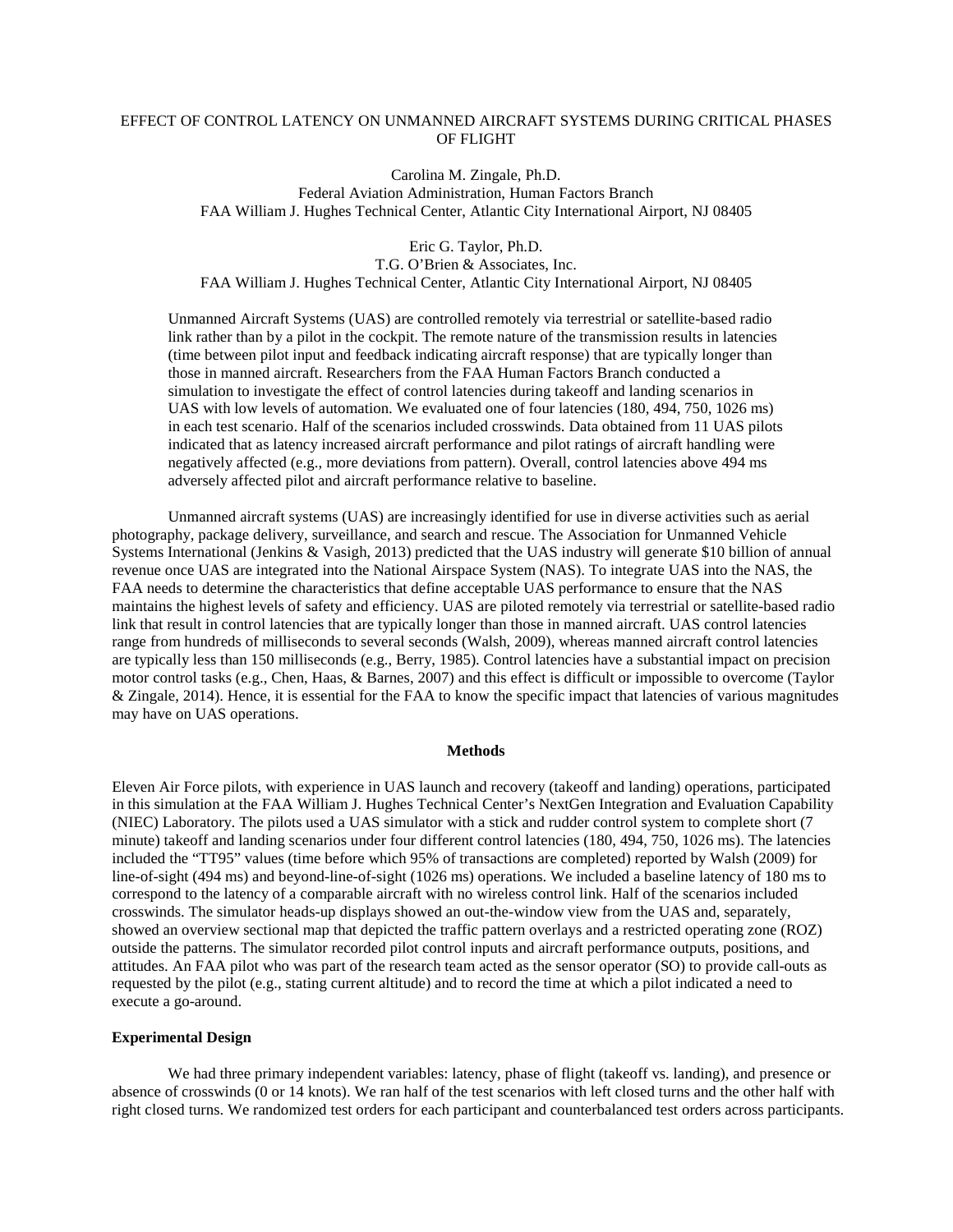# EFFECT OF CONTROL LATENCY ON UNMANNED AIRCRAFT SYSTEMS DURING CRITICAL PHASES OF FLIGHT

Carolina M. Zingale, Ph.D.
Federal Aviation Administration, Human Factors Branch
FAA William J. Hughes Technical Center, Atlantic City International Airport, NJ 08405

Eric G. Taylor, Ph.D.
T.G. O'Brien & Associates, Inc.
FAA William J. Hughes Technical Center, Atlantic City International Airport, NJ 08405

Unmanned Aircraft Systems (UAS) are controlled remotely via terrestrial or satellite-based radio link rather than by a pilot in the cockpit. The remote nature of the transmission results in latencies (time between pilot input and feedback indicating aircraft response) that are typically longer than those in manned aircraft. Researchers from the FAA Human Factors Branch conducted a simulation to investigate the effect of control latencies during takeoff and landing scenarios in UAS with low levels of automation. We evaluated one of four latencies (180, 494, 750, 1026 ms) in each test scenario. Half of the scenarios included crosswinds. Data obtained from 11 UAS pilots indicated that as latency increased aircraft performance and pilot ratings of aircraft handling were negatively affected (e.g., more deviations from pattern). Overall, control latencies above 494 ms adversely affected pilot and aircraft performance relative to baseline.

Unmanned aircraft systems (UAS) are increasingly identified for use in diverse activities such as aerial photography, package delivery, surveillance, and search and rescue. The Association for Unmanned Vehicle Systems International (Jenkins & Vasigh, 2013) predicted that the UAS industry will generate $10 billion of annual revenue once UAS are integrated into the National Airspace System (NAS). To integrate UAS into the NAS, the FAA needs to determine the characteristics that define acceptable UAS performance to ensure that the NAS maintains the highest levels of safety and efficiency. UAS are piloted remotely via terrestrial or satellite-based radio link that result in control latencies that are typically longer than those in manned aircraft. UAS control latencies range from hundreds of milliseconds to several seconds (Walsh, 2009), whereas manned aircraft control latencies are typically less than 150 milliseconds (e.g., Berry, 1985). Control latencies have a substantial impact on precision motor control tasks (e.g., Chen, Haas, & Barnes, 2007) and this effect is difficult or impossible to overcome (Taylor & Zingale, 2014). Hence, it is essential for the FAA to know the specific impact that latencies of various magnitudes may have on UAS operations.

## Methods

Eleven Air Force pilots, with experience in UAS launch and recovery (takeoff and landing) operations, participated in this simulation at the FAA William J. Hughes Technical Center's NextGen Integration and Evaluation Capability (NIEC) Laboratory. The pilots used a UAS simulator with a stick and rudder control system to complete short (7 minute) takeoff and landing scenarios under four different control latencies (180, 494, 750, 1026 ms). The latencies included the "TT95" values (time before which 95% of transactions are completed) reported by Walsh (2009) for line-of-sight (494 ms) and beyond-line-of-sight (1026 ms) operations. We included a baseline latency of 180 ms to correspond to the latency of a comparable aircraft with no wireless control link. Half of the scenarios included crosswinds. The simulator heads-up displays showed an out-the-window view from the UAS and, separately, showed an overview sectional map that depicted the traffic pattern overlays and a restricted operating zone (ROZ) outside the patterns. The simulator recorded pilot control inputs and aircraft performance outputs, positions, and attitudes. An FAA pilot who was part of the research team acted as the sensor operator (SO) to provide call-outs as requested by the pilot (e.g., stating current altitude) and to record the time at which a pilot indicated a need to execute a go-around.

### Experimental Design

We had three primary independent variables: latency, phase of flight (takeoff vs. landing), and presence or absence of crosswinds (0 or 14 knots). We ran half of the test scenarios with left closed turns and the other half with right closed turns. We randomized test orders for each participant and counterbalanced test orders across participants.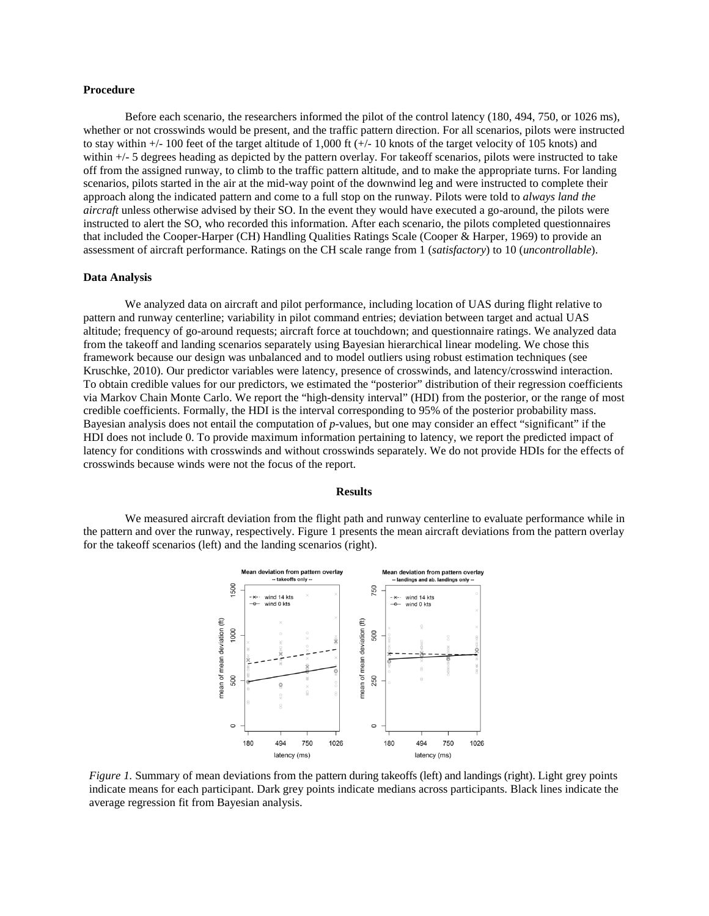**Procedure**

Before each scenario, the researchers informed the pilot of the control latency (180, 494, 750, or 1026 ms), whether or not crosswinds would be present, and the traffic pattern direction. For all scenarios, pilots were instructed to stay within +/- 100 feet of the target altitude of 1,000 ft (+/- 10 knots of the target velocity of 105 knots) and within +/- 5 degrees heading as depicted by the pattern overlay. For takeoff scenarios, pilots were instructed to take off from the assigned runway, to climb to the traffic pattern altitude, and to make the appropriate turns. For landing scenarios, pilots started in the air at the mid-way point of the downwind leg and were instructed to complete their approach along the indicated pattern and come to a full stop on the runway. Pilots were told to *always land the aircraft* unless otherwise advised by their SO. In the event they would have executed a go-around, the pilots were instructed to alert the SO, who recorded this information. After each scenario, the pilots completed questionnaires that included the Cooper-Harper (CH) Handling Qualities Ratings Scale (Cooper & Harper, 1969) to provide an assessment of aircraft performance. Ratings on the CH scale range from 1 (*satisfactory*) to 10 (*uncontrollable*).

**Data Analysis**

We analyzed data on aircraft and pilot performance, including location of UAS during flight relative to pattern and runway centerline; variability in pilot command entries; deviation between target and actual UAS altitude; frequency of go-around requests; aircraft force at touchdown; and questionnaire ratings. We analyzed data from the takeoff and landing scenarios separately using Bayesian hierarchical linear modeling. We chose this framework because our design was unbalanced and to model outliers using robust estimation techniques (see Kruschke, 2010). Our predictor variables were latency, presence of crosswinds, and latency/crosswind interaction. To obtain credible values for our predictors, we estimated the "posterior" distribution of their regression coefficients via Markov Chain Monte Carlo. We report the "high-density interval" (HDI) from the posterior, or the range of most credible coefficients. Formally, the HDI is the interval corresponding to 95% of the posterior probability mass. Bayesian analysis does not entail the computation of *p*-values, but one may consider an effect "significant" if the HDI does not include 0. To provide maximum information pertaining to latency, we report the predicted impact of latency for conditions with crosswinds and without crosswinds separately. We do not provide HDIs for the effects of crosswinds because winds were not the focus of the report.

**Results**

We measured aircraft deviation from the flight path and runway centerline to evaluate performance while in the pattern and over the runway, respectively. Figure 1 presents the mean aircraft deviations from the pattern overlay for the takeoff scenarios (left) and the landing scenarios (right).

*Figure 1.* Summary of mean deviations from the pattern during takeoffs (left) and landings (right). Light grey points indicate means for each participant. Dark grey points indicate medians across participants. Black lines indicate the average regression fit from Bayesian analysis.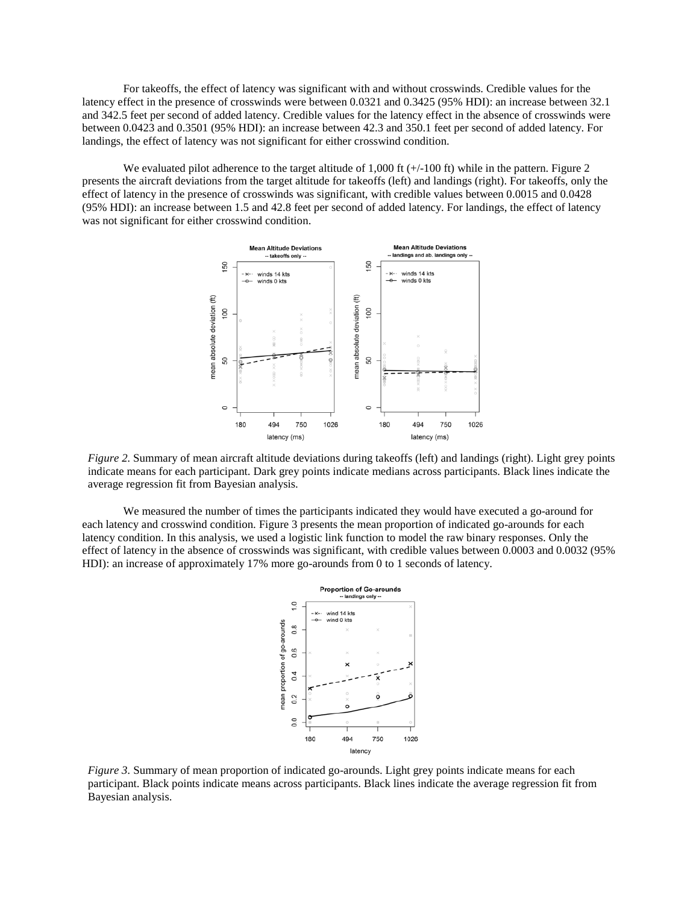For takeoffs, the effect of latency was significant with and without crosswinds. Credible values for the latency effect in the presence of crosswinds were between 0.0321 and 0.3425 (95% HDI): an increase between 32.1 and 342.5 feet per second of added latency. Credible values for the latency effect in the absence of crosswinds were between 0.0423 and 0.3501 (95% HDI): an increase between 42.3 and 350.1 feet per second of added latency. For landings, the effect of latency was not significant for either crosswind condition.

We evaluated pilot adherence to the target altitude of 1,000 ft (+/-100 ft) while in the pattern. Figure 2 presents the aircraft deviations from the target altitude for takeoffs (left) and landings (right). For takeoffs, only the effect of latency in the presence of crosswinds was significant, with credible values between 0.0015 and 0.0428 (95% HDI): an increase between 1.5 and 42.8 feet per second of added latency. For landings, the effect of latency was not significant for either crosswind condition.

*Figure 2.* Summary of mean aircraft altitude deviations during takeoffs (left) and landings (right). Light grey points indicate means for each participant. Dark grey points indicate medians across participants. Black lines indicate the average regression fit from Bayesian analysis.

We measured the number of times the participants indicated they would have executed a go-around for each latency and crosswind condition. Figure 3 presents the mean proportion of indicated go-arounds for each latency condition. In this analysis, we used a logistic link function to model the raw binary responses. Only the effect of latency in the absence of crosswinds was significant, with credible values between 0.0003 and 0.0032 (95% HDI): an increase of approximately 17% more go-arounds from 0 to 1 seconds of latency.

*Figure 3.* Summary of mean proportion of indicated go-arounds. Light grey points indicate means for each participant. Black points indicate means across participants. Black lines indicate the average regression fit from Bayesian analysis.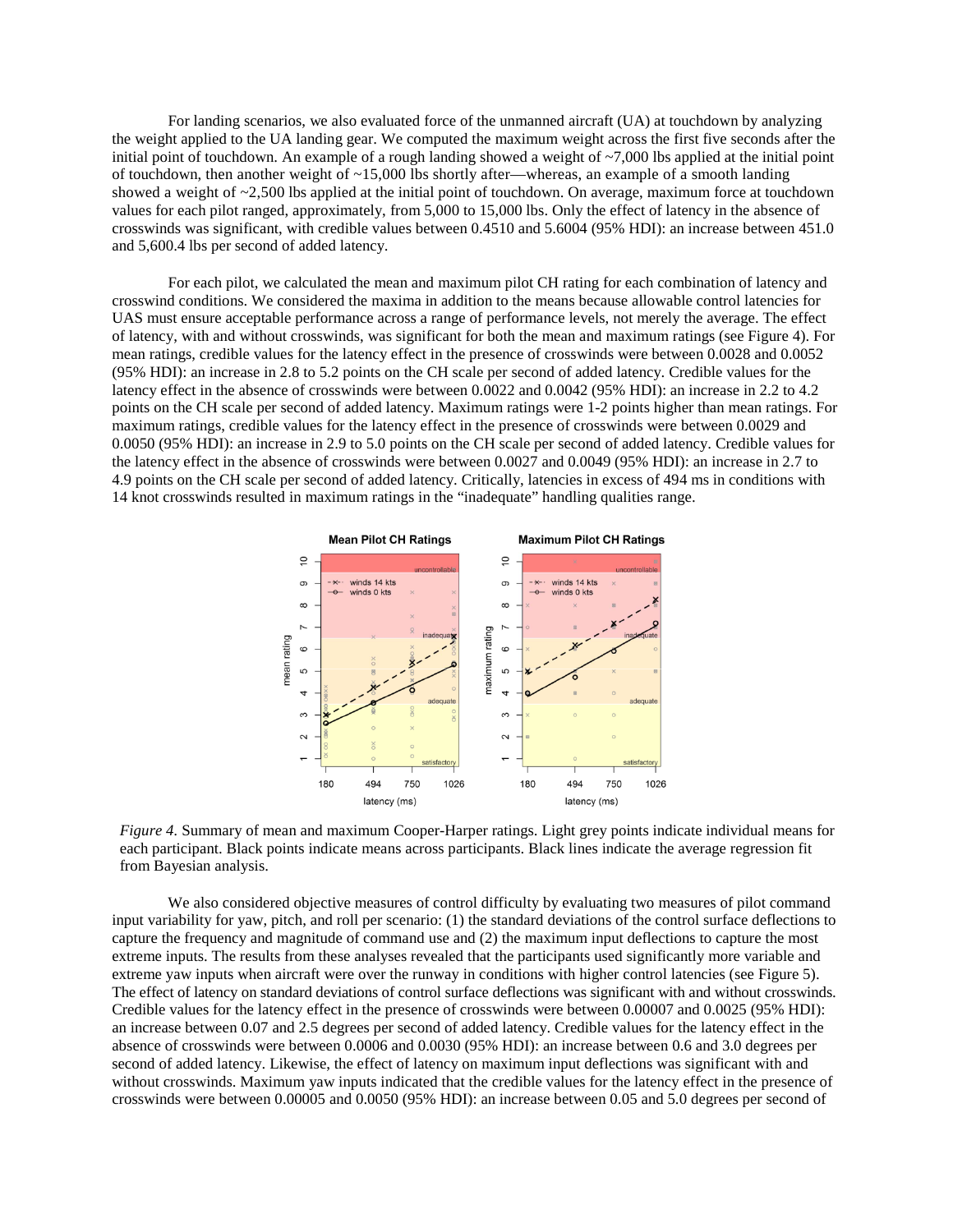For landing scenarios, we also evaluated force of the unmanned aircraft (UA) at touchdown by analyzing the weight applied to the UA landing gear. We computed the maximum weight across the first five seconds after the initial point of touchdown. An example of a rough landing showed a weight of ~7,000 lbs applied at the initial point of touchdown, then another weight of ~15,000 lbs shortly after—whereas, an example of a smooth landing showed a weight of ~2,500 lbs applied at the initial point of touchdown. On average, maximum force at touchdown values for each pilot ranged, approximately, from 5,000 to 15,000 lbs. Only the effect of latency in the absence of crosswinds was significant, with credible values between 0.4510 and 5.6004 (95% HDI): an increase between 451.0 and 5,600.4 lbs per second of added latency.

For each pilot, we calculated the mean and maximum pilot CH rating for each combination of latency and crosswind conditions. We considered the maxima in addition to the means because allowable control latencies for UAS must ensure acceptable performance across a range of performance levels, not merely the average. The effect of latency, with and without crosswinds, was significant for both the mean and maximum ratings (see Figure 4). For mean ratings, credible values for the latency effect in the presence of crosswinds were between 0.0028 and 0.0052 (95% HDI): an increase in 2.8 to 5.2 points on the CH scale per second of added latency. Credible values for the latency effect in the absence of crosswinds were between 0.0022 and 0.0042 (95% HDI): an increase in 2.2 to 4.2 points on the CH scale per second of added latency. Maximum ratings were 1-2 points higher than mean ratings. For maximum ratings, credible values for the latency effect in the presence of crosswinds were between 0.0029 and 0.0050 (95% HDI): an increase in 2.9 to 5.0 points on the CH scale per second of added latency. Credible values for the latency effect in the absence of crosswinds were between 0.0027 and 0.0049 (95% HDI): an increase in 2.7 to 4.9 points on the CH scale per second of added latency. Critically, latencies in excess of 494 ms in conditions with 14 knot crosswinds resulted in maximum ratings in the "inadequate" handling qualities range.

*Figure 4.* Summary of mean and maximum Cooper-Harper ratings. Light grey points indicate individual means for each participant. Black points indicate means across participants. Black lines indicate the average regression fit from Bayesian analysis.

We also considered objective measures of control difficulty by evaluating two measures of pilot command input variability for yaw, pitch, and roll per scenario: (1) the standard deviations of the control surface deflections to capture the frequency and magnitude of command use and (2) the maximum input deflections to capture the most extreme inputs. The results from these analyses revealed that the participants used significantly more variable and extreme yaw inputs when aircraft were over the runway in conditions with higher control latencies (see Figure 5). The effect of latency on standard deviations of control surface deflections was significant with and without crosswinds. Credible values for the latency effect in the presence of crosswinds were between 0.00007 and 0.0025 (95% HDI): an increase between 0.07 and 2.5 degrees per second of added latency. Credible values for the latency effect in the absence of crosswinds were between 0.0006 and 0.0030 (95% HDI): an increase between 0.6 and 3.0 degrees per second of added latency. Likewise, the effect of latency on maximum input deflections was significant with and without crosswinds. Maximum yaw inputs indicated that the credible values for the latency effect in the presence of crosswinds were between 0.00005 and 0.0050 (95% HDI): an increase between 0.05 and 5.0 degrees per second of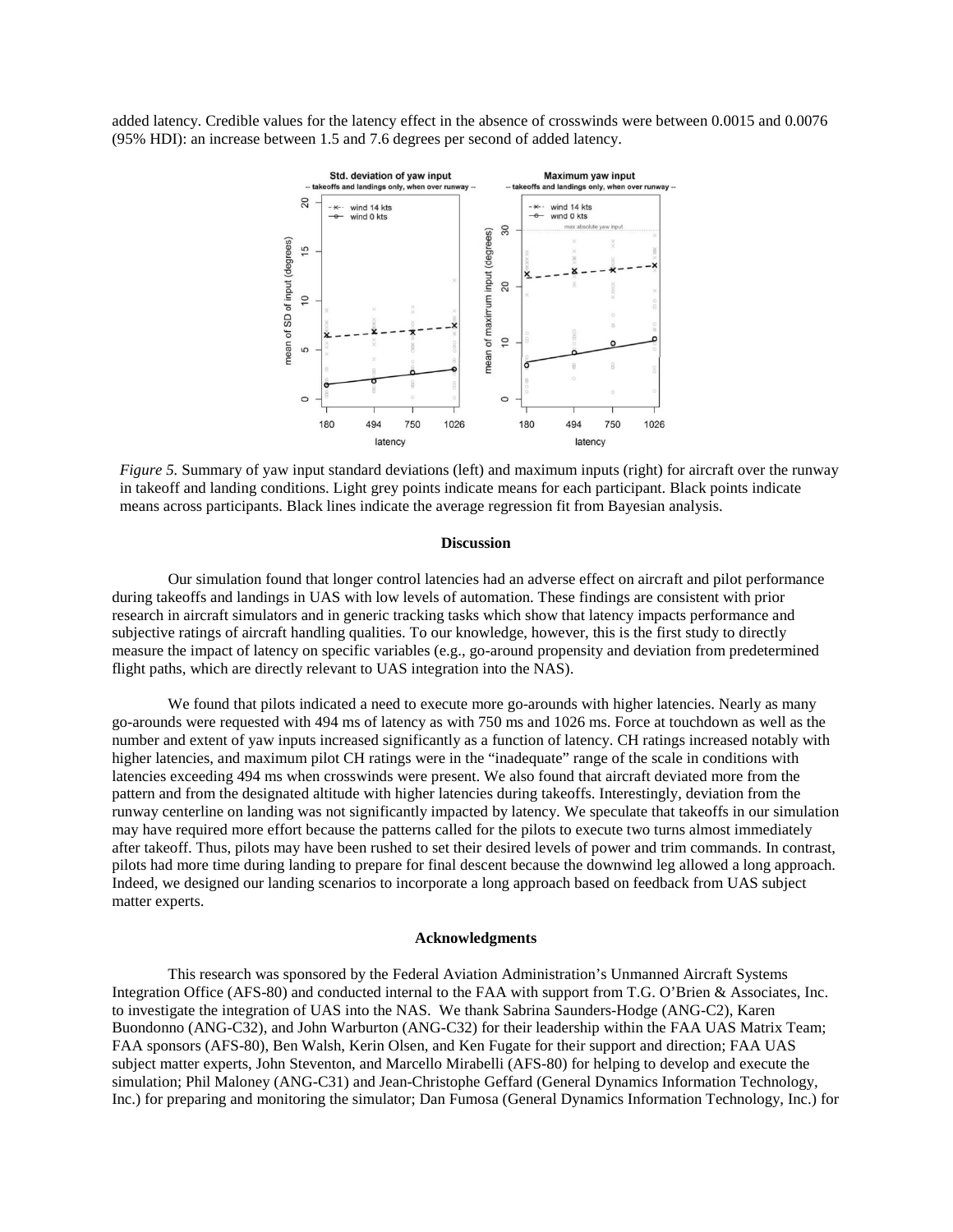added latency. Credible values for the latency effect in the absence of crosswinds were between 0.0015 and 0.0076 (95% HDI): an increase between 1.5 and 7.6 degrees per second of added latency.

*Figure 5.* Summary of yaw input standard deviations (left) and maximum inputs (right) for aircraft over the runway in takeoff and landing conditions. Light grey points indicate means for each participant. Black points indicate means across participants. Black lines indicate the average regression fit from Bayesian analysis.

## Discussion

Our simulation found that longer control latencies had an adverse effect on aircraft and pilot performance during takeoffs and landings in UAS with low levels of automation. These findings are consistent with prior research in aircraft simulators and in generic tracking tasks which show that latency impacts performance and subjective ratings of aircraft handling qualities. To our knowledge, however, this is the first study to directly measure the impact of latency on specific variables (e.g., go-around propensity and deviation from predetermined flight paths, which are directly relevant to UAS integration into the NAS).

We found that pilots indicated a need to execute more go-arounds with higher latencies. Nearly as many go-arounds were requested with 494 ms of latency as with 750 ms and 1026 ms. Force at touchdown as well as the number and extent of yaw inputs increased significantly as a function of latency. CH ratings increased notably with higher latencies, and maximum pilot CH ratings were in the "inadequate" range of the scale in conditions with latencies exceeding 494 ms when crosswinds were present. We also found that aircraft deviated more from the pattern and from the designated altitude with higher latencies during takeoffs. Interestingly, deviation from the runway centerline on landing was not significantly impacted by latency. We speculate that takeoffs in our simulation may have required more effort because the patterns called for the pilots to execute two turns almost immediately after takeoff. Thus, pilots may have been rushed to set their desired levels of power and trim commands. In contrast, pilots had more time during landing to prepare for final descent because the downwind leg allowed a long approach. Indeed, we designed our landing scenarios to incorporate a long approach based on feedback from UAS subject matter experts.

## Acknowledgments

This research was sponsored by the Federal Aviation Administration's Unmanned Aircraft Systems Integration Office (AFS-80) and conducted internal to the FAA with support from T.G. O'Brien & Associates, Inc. to investigate the integration of UAS into the NAS. We thank Sabrina Saunders-Hodge (ANG-C2), Karen Buondonno (ANG-C32), and John Warburton (ANG-C32) for their leadership within the FAA UAS Matrix Team; FAA sponsors (AFS-80), Ben Walsh, Kerin Olsen, and Ken Fugate for their support and direction; FAA UAS subject matter experts, John Steventon, and Marcello Mirabelli (AFS-80) for helping to develop and execute the simulation; Phil Maloney (ANG-C31) and Jean-Christophe Geffard (General Dynamics Information Technology, Inc.) for preparing and monitoring the simulator; Dan Fumosa (General Dynamics Information Technology, Inc.) for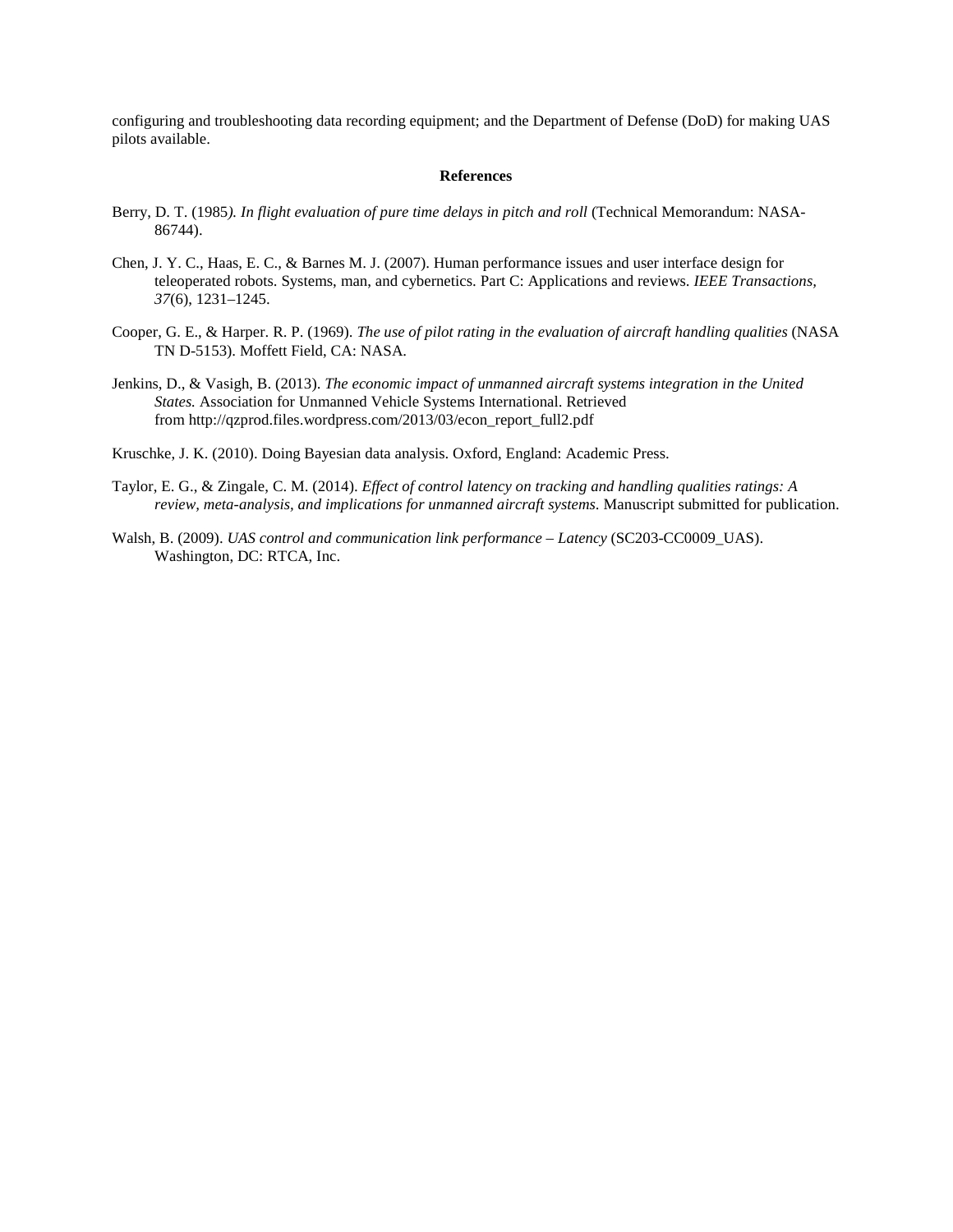configuring and troubleshooting data recording equipment; and the Department of Defense (DoD) for making UAS pilots available.

## References

Berry, D. T. (1985*). In flight evaluation of pure time delays in pitch and roll* (Technical Memorandum: NASA-86744).

Chen, J. Y. C., Haas, E. C., & Barnes M. J. (2007). Human performance issues and user interface design for teleoperated robots. Systems, man, and cybernetics. Part C: Applications and reviews. *IEEE Transactions, 37*(6), 1231–1245.

Cooper, G. E., & Harper. R. P. (1969). *The use of pilot rating in the evaluation of aircraft handling qualities* (NASA TN D-5153). Moffett Field, CA: NASA.

Jenkins, D., & Vasigh, B. (2013). *The economic impact of unmanned aircraft systems integration in the United States.* Association for Unmanned Vehicle Systems International. Retrieved from http://qzprod.files.wordpress.com/2013/03/econ_report_full2.pdf

Kruschke, J. K. (2010). Doing Bayesian data analysis. Oxford, England: Academic Press.

Taylor, E. G., & Zingale, C. M. (2014). *Effect of control latency on tracking and handling qualities ratings: A review, meta-analysis, and implications for unmanned aircraft systems.* Manuscript submitted for publication.

Walsh, B. (2009). *UAS control and communication link performance – Latency* (SC203-CC0009_UAS). Washington, DC: RTCA, Inc.